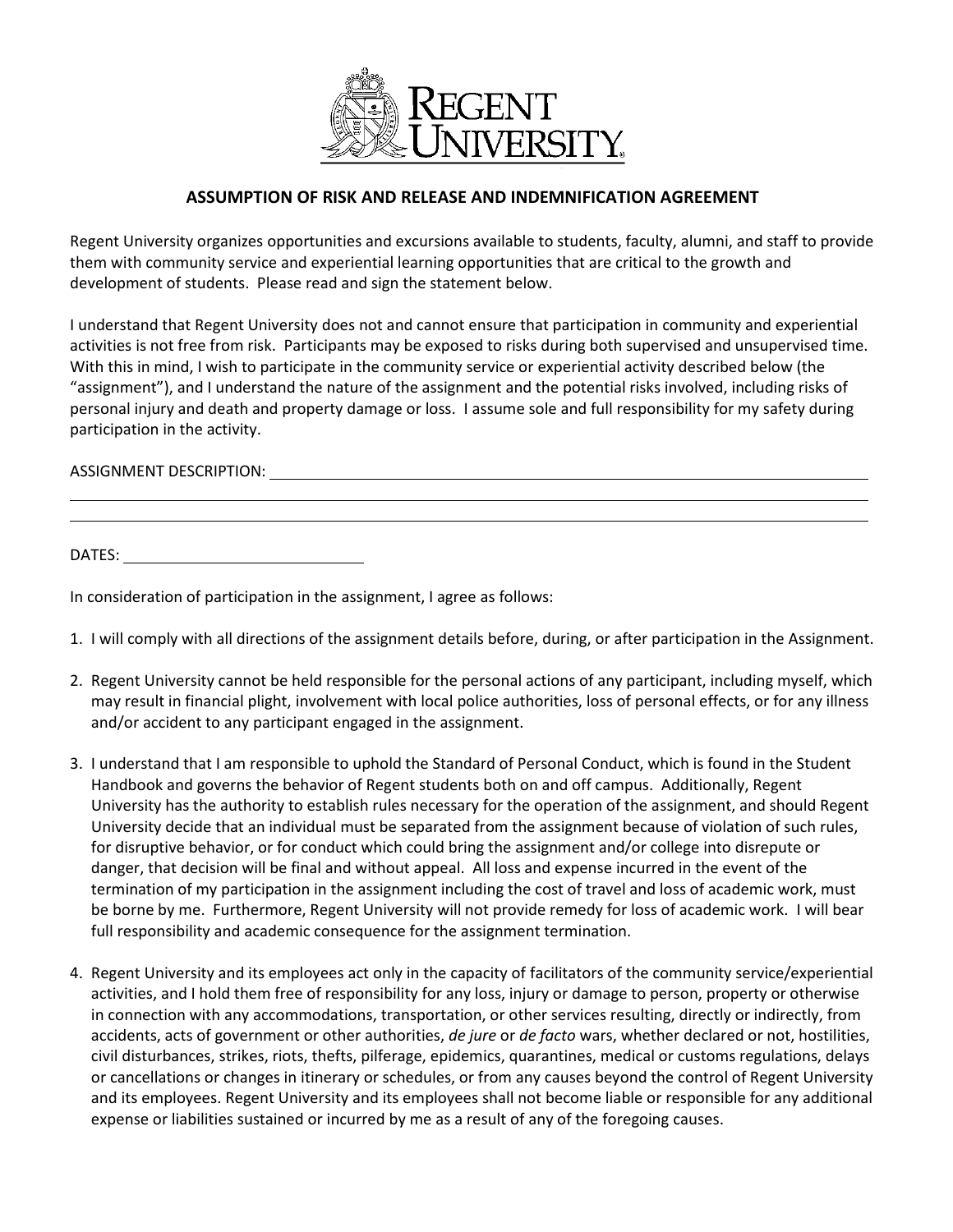**REGENT UNIVERSITY**

## ASSUMPTION OF RISK AND RELEASE AND INDEMNIFICATION AGREEMENT

Regent University organizes opportunities and excursions available to students, faculty, alumni, and staff to provide them with community service and experiential learning opportunities that are critical to the growth and development of students. Please read and sign the statement below.

I understand that Regent University does not and cannot ensure that participation in community and experiential activities is not free from risk. Participants may be exposed to risks during both supervised and unsupervised time. With this in mind, I wish to participate in the community service or experiential activity described below (the "assignment"), and I understand the nature of the assignment and the potential risks involved, including risks of personal injury and death and property damage or loss. I assume sole and full responsibility for my safety during participation in the activity.

ASSIGNMENT DESCRIPTION: ______________________________________________________________

______________________________________________________________________________________

______________________________________________________________________________________

DATES: ____________________________

In consideration of participation in the assignment, I agree as follows:

1. I will comply with all directions of the assignment details before, during, or after participation in the Assignment.

2. Regent University cannot be held responsible for the personal actions of any participant, including myself, which may result in financial plight, involvement with local police authorities, loss of personal effects, or for any illness and/or accident to any participant engaged in the assignment.

3. I understand that I am responsible to uphold the Standard of Personal Conduct, which is found in the Student Handbook and governs the behavior of Regent students both on and off campus. Additionally, Regent University has the authority to establish rules necessary for the operation of the assignment, and should Regent University decide that an individual must be separated from the assignment because of violation of such rules, for disruptive behavior, or for conduct which could bring the assignment and/or college into disrepute or danger, that decision will be final and without appeal. All loss and expense incurred in the event of the termination of my participation in the assignment including the cost of travel and loss of academic work, must be borne by me. Furthermore, Regent University will not provide remedy for loss of academic work. I will bear full responsibility and academic consequence for the assignment termination.

4. Regent University and its employees act only in the capacity of facilitators of the community service/experiential activities, and I hold them free of responsibility for any loss, injury or damage to person, property or otherwise in connection with any accommodations, transportation, or other services resulting, directly or indirectly, from accidents, acts of government or other authorities, *de jure* or *de facto* wars, whether declared or not, hostilities, civil disturbances, strikes, riots, thefts, pilferage, epidemics, quarantines, medical or customs regulations, delays or cancellations or changes in itinerary or schedules, or from any causes beyond the control of Regent University and its employees. Regent University and its employees shall not become liable or responsible for any additional expense or liabilities sustained or incurred by me as a result of any of the foregoing causes.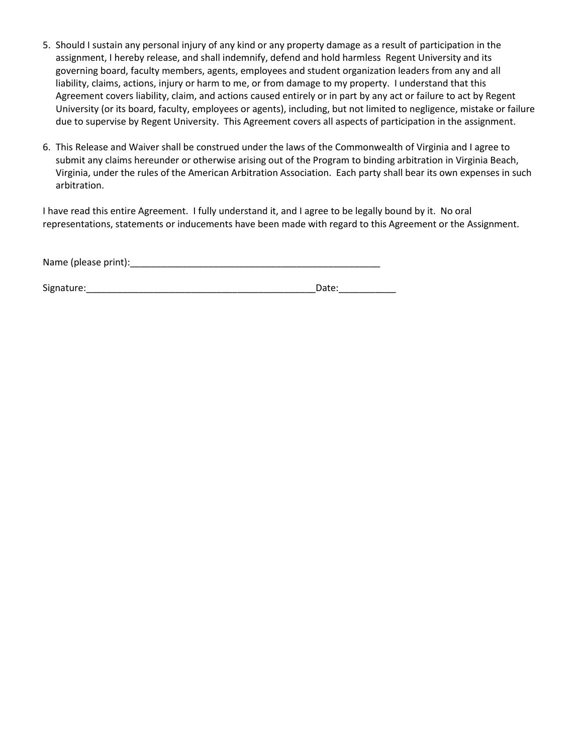5. Should I sustain any personal injury of any kind or any property damage as a result of participation in the assignment, I hereby release, and shall indemnify, defend and hold harmless Regent University and its governing board, faculty members, agents, employees and student organization leaders from any and all liability, claims, actions, injury or harm to me, or from damage to my property. I understand that this Agreement covers liability, claim, and actions caused entirely or in part by any act or failure to act by Regent University (or its board, faculty, employees or agents), including, but not limited to negligence, mistake or failure due to supervise by Regent University. This Agreement covers all aspects of participation in the assignment.

6. This Release and Waiver shall be construed under the laws of the Commonwealth of Virginia and I agree to submit any claims hereunder or otherwise arising out of the Program to binding arbitration in Virginia Beach, Virginia, under the rules of the American Arbitration Association. Each party shall bear its own expenses in such arbitration.

I have read this entire Agreement. I fully understand it, and I agree to be legally bound by it. No oral representations, statements or inducements have been made with regard to this Agreement or the Assignment.

Name (please print):___________________________________________________

Signature:_____________________________________________Date:___________